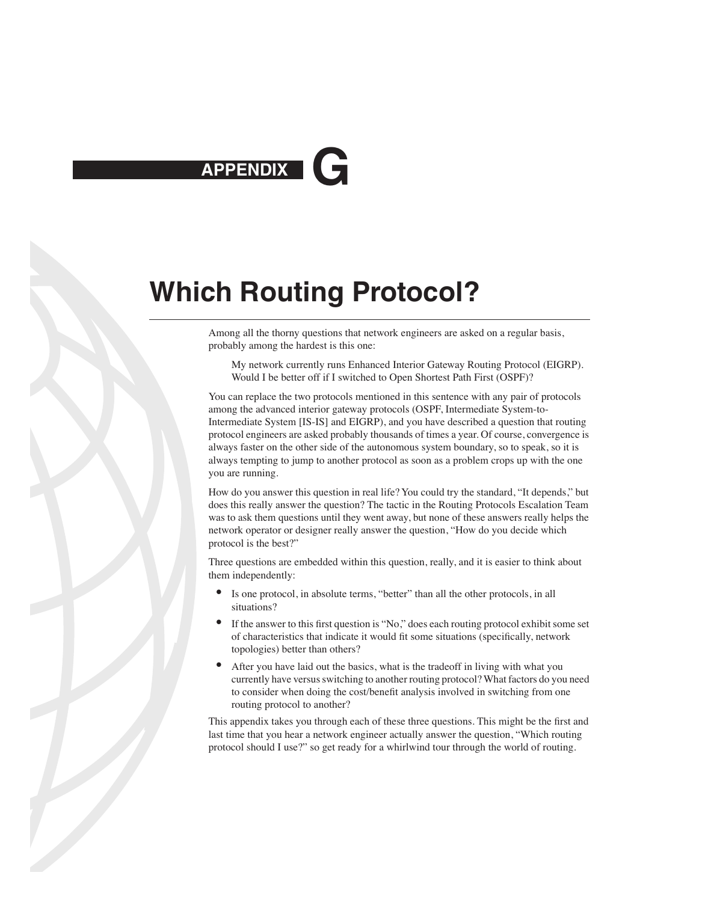# APPENDIX G

# Which Routing Protocol?

Among all the thorny questions that network engineers are asked on a regular basis, probably among the hardest is this one:

> My network currently runs Enhanced Interior Gateway Routing Protocol (EIGRP). Would I be better off if I switched to Open Shortest Path First (OSPF)?

You can replace the two protocols mentioned in this sentence with any pair of protocols among the advanced interior gateway protocols (OSPF, Intermediate System-to-Intermediate System [IS-IS] and EIGRP), and you have described a question that routing protocol engineers are asked probably thousands of times a year. Of course, convergence is always faster on the other side of the autonomous system boundary, so to speak, so it is always tempting to jump to another protocol as soon as a problem crops up with the one you are running.

How do you answer this question in real life? You could try the standard, "It depends," but does this really answer the question? The tactic in the Routing Protocols Escalation Team was to ask them questions until they went away, but none of these answers really helps the network operator or designer really answer the question, "How do you decide which protocol is the best?"

Three questions are embedded within this question, really, and it is easier to think about them independently:

- Is one protocol, in absolute terms, "better" than all the other protocols, in all situations?
- If the answer to this first question is "No," does each routing protocol exhibit some set of characteristics that indicate it would fit some situations (specifically, network topologies) better than others?
- After you have laid out the basics, what is the tradeoff in living with what you currently have versus switching to another routing protocol? What factors do you need to consider when doing the cost/benefit analysis involved in switching from one routing protocol to another?

This appendix takes you through each of these three questions. This might be the first and last time that you hear a network engineer actually answer the question, "Which routing protocol should I use?" so get ready for a whirlwind tour through the world of routing.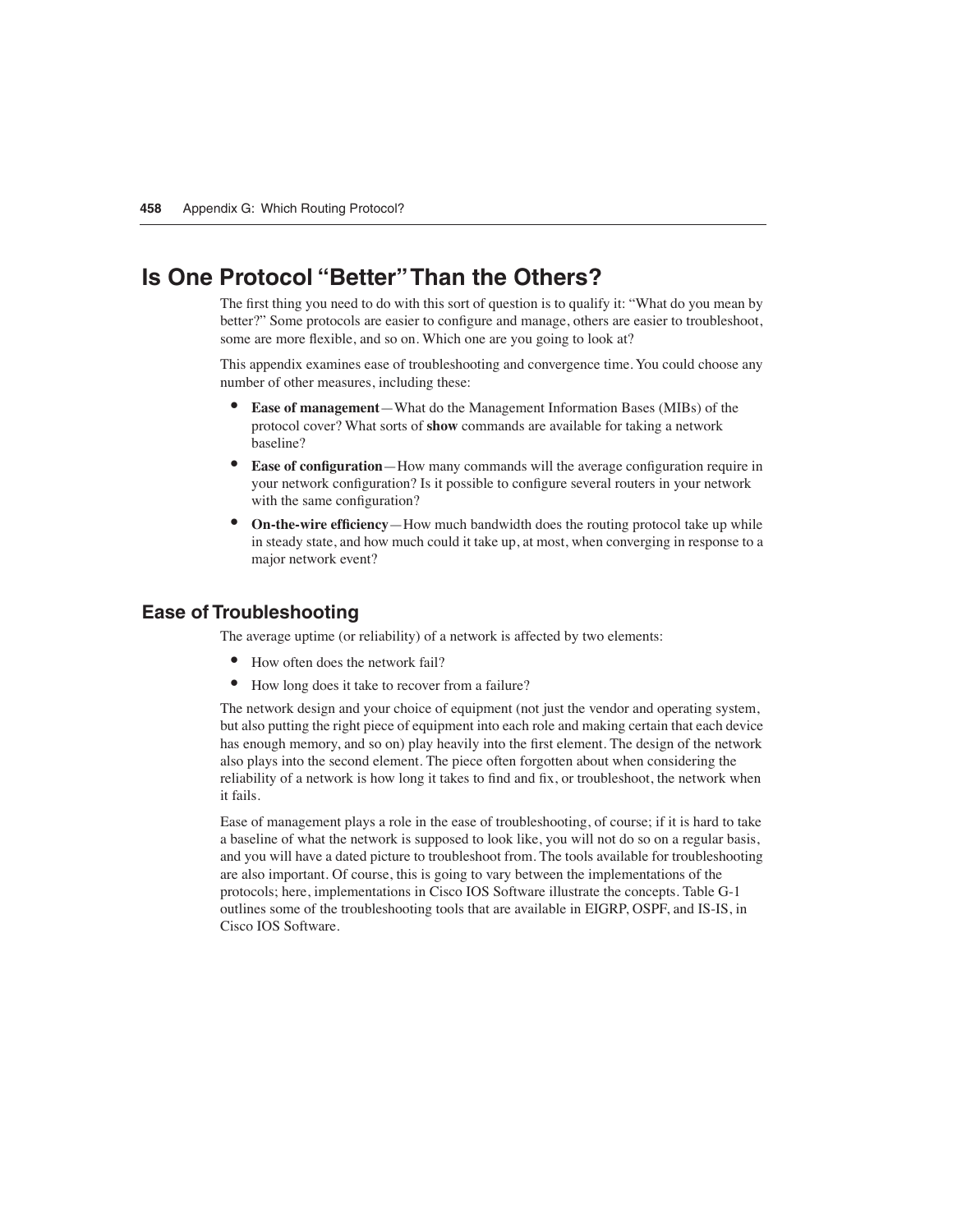## Is One Protocol "Better" Than the Others?

The first thing you need to do with this sort of question is to qualify it: "What do you mean by better?" Some protocols are easier to configure and manage, others are easier to troubleshoot, some are more flexible, and so on. Which one are you going to look at?

This appendix examines ease of troubleshooting and convergence time. You could choose any number of other measures, including these:

- **Ease of management**—What do the Management Information Bases (MIBs) of the protocol cover? What sorts of **show** commands are available for taking a network baseline?
- **Ease of configuration**—How many commands will the average configuration require in your network configuration? Is it possible to configure several routers in your network with the same configuration?
- **On-the-wire efficiency**—How much bandwidth does the routing protocol take up while in steady state, and how much could it take up, at most, when converging in response to a major network event?

### Ease of Troubleshooting

The average uptime (or reliability) of a network is affected by two elements:

- How often does the network fail?
- How long does it take to recover from a failure?

The network design and your choice of equipment (not just the vendor and operating system, but also putting the right piece of equipment into each role and making certain that each device has enough memory, and so on) play heavily into the first element. The design of the network also plays into the second element. The piece often forgotten about when considering the reliability of a network is how long it takes to find and fix, or troubleshoot, the network when it fails.

Ease of management plays a role in the ease of troubleshooting, of course; if it is hard to take a baseline of what the network is supposed to look like, you will not do so on a regular basis, and you will have a dated picture to troubleshoot from. The tools available for troubleshooting are also important. Of course, this is going to vary between the implementations of the protocols; here, implementations in Cisco IOS Software illustrate the concepts. Table G-1 outlines some of the troubleshooting tools that are available in EIGRP, OSPF, and IS-IS, in Cisco IOS Software.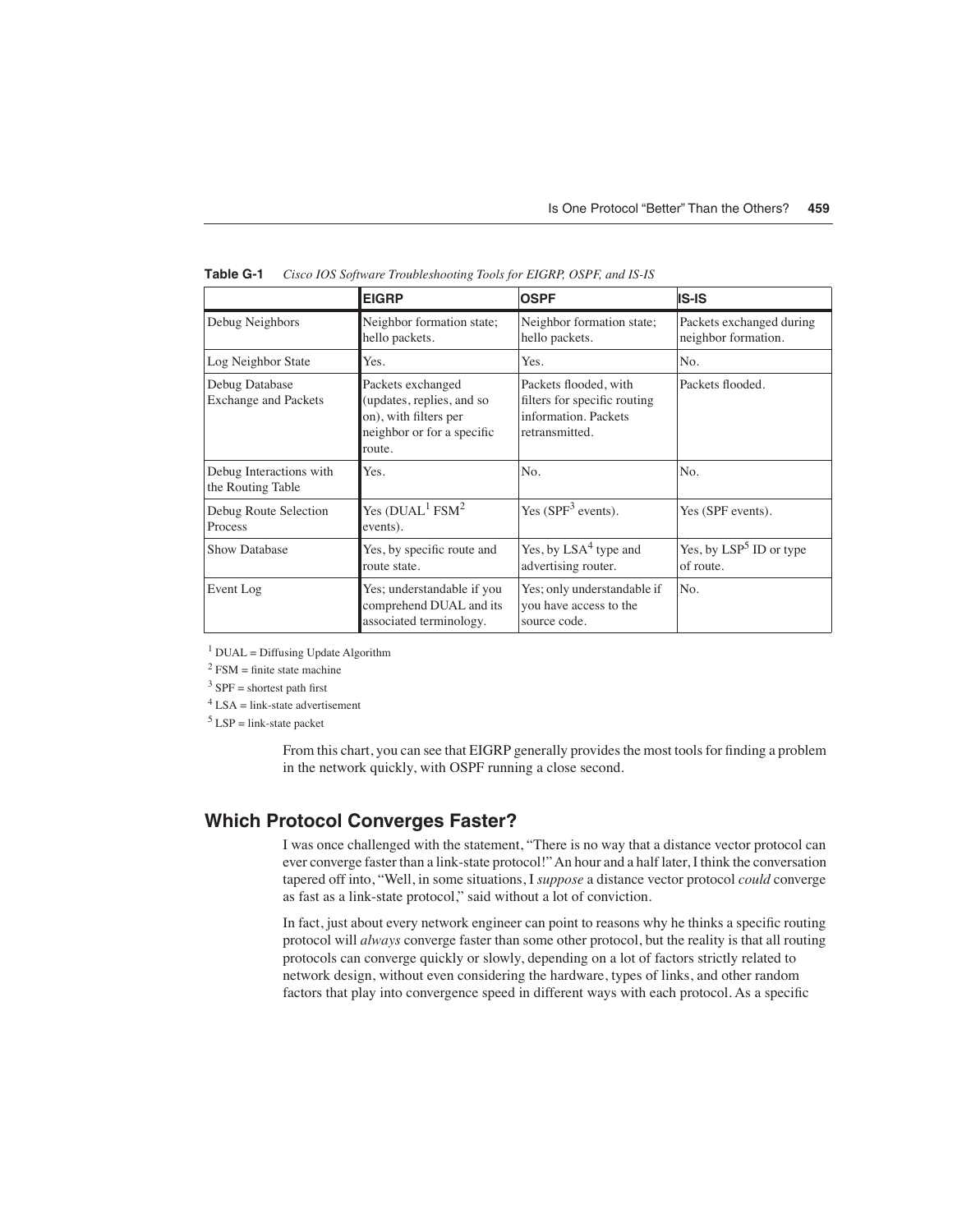**Table G-1** *Cisco IOS Software Troubleshooting Tools for EIGRP, OSPF, and IS-IS*

| | **EIGRP** | **OSPF** | **IS-IS** |
|---|---|---|---|
| Debug Neighbors | Neighbor formation state; hello packets. | Neighbor formation state; hello packets. | Packets exchanged during neighbor formation. |
| Log Neighbor State | Yes. | Yes. | No. |
| Debug Database Exchange and Packets | Packets exchanged (updates, replies, and so on), with filters per neighbor or for a specific route. | Packets flooded, with filters for specific routing information. Packets retransmitted. | Packets flooded. |
| Debug Interactions with the Routing Table | Yes. | No. | No. |
| Debug Route Selection Process | Yes (DUAL[1] FSM[2] events). | Yes (SPF[3] events). | Yes (SPF events). |
| Show Database | Yes, by specific route and route state. | Yes, by LSA[4] type and advertising router. | Yes, by LSP[5] ID or type of route. |
| Event Log | Yes; understandable if you comprehend DUAL and its associated terminology. | Yes; only understandable if you have access to the source code. | No. |

[1] DUAL = Diffusing Update Algorithm

[2] FSM = finite state machine

[3] SPF = shortest path first

[4] LSA = link-state advertisement

[5] LSP = link-state packet

From this chart, you can see that EIGRP generally provides the most tools for finding a problem in the network quickly, with OSPF running a close second.

## Which Protocol Converges Faster?

I was once challenged with the statement, "There is no way that a distance vector protocol can ever converge faster than a link-state protocol!" An hour and a half later, I think the conversation tapered off into, "Well, in some situations, I *suppose* a distance vector protocol *could* converge as fast as a link-state protocol," said without a lot of conviction.

In fact, just about every network engineer can point to reasons why he thinks a specific routing protocol will *always* converge faster than some other protocol, but the reality is that all routing protocols can converge quickly or slowly, depending on a lot of factors strictly related to network design, without even considering the hardware, types of links, and other random factors that play into convergence speed in different ways with each protocol. As a specific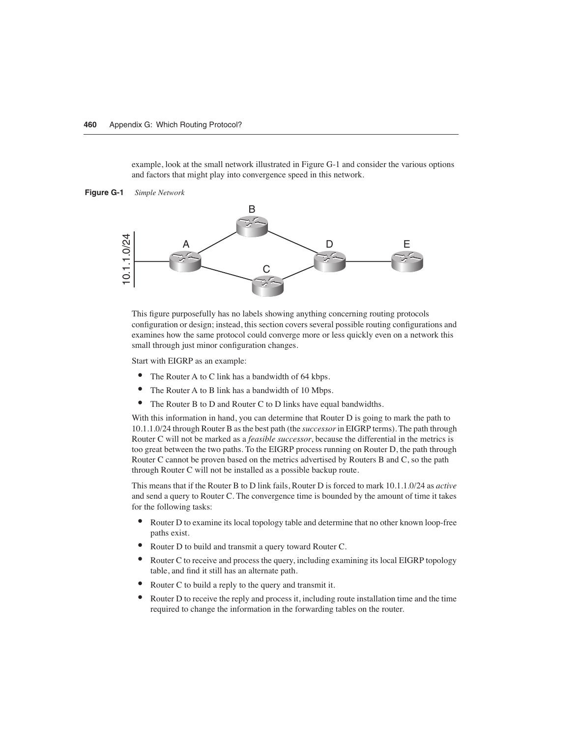example, look at the small network illustrated in Figure G-1 and consider the various options and factors that might play into convergence speed in this network.

**Figure G-1** *Simple Network*

B

A

D

E

C

10.1.1.0/24

This figure purposefully has no labels showing anything concerning routing protocols configuration or design; instead, this section covers several possible routing configurations and examines how the same protocol could converge more or less quickly even on a network this small through just minor configuration changes.

Start with EIGRP as an example:

- The Router A to C link has a bandwidth of 64 kbps.
- The Router A to B link has a bandwidth of 10 Mbps.
- The Router B to D and Router C to D links have equal bandwidths.

With this information in hand, you can determine that Router D is going to mark the path to 10.1.1.0/24 through Router B as the best path (the *successor* in EIGRP terms). The path through Router C will not be marked as a *feasible successor*, because the differential in the metrics is too great between the two paths. To the EIGRP process running on Router D, the path through Router C cannot be proven based on the metrics advertised by Routers B and C, so the path through Router C will not be installed as a possible backup route.

This means that if the Router B to D link fails, Router D is forced to mark 10.1.1.0/24 as *active* and send a query to Router C. The convergence time is bounded by the amount of time it takes for the following tasks:

- Router D to examine its local topology table and determine that no other known loop-free paths exist.
- Router D to build and transmit a query toward Router C.
- Router C to receive and process the query, including examining its local EIGRP topology table, and find it still has an alternate path.
- Router C to build a reply to the query and transmit it.
- Router D to receive the reply and process it, including route installation time and the time required to change the information in the forwarding tables on the router.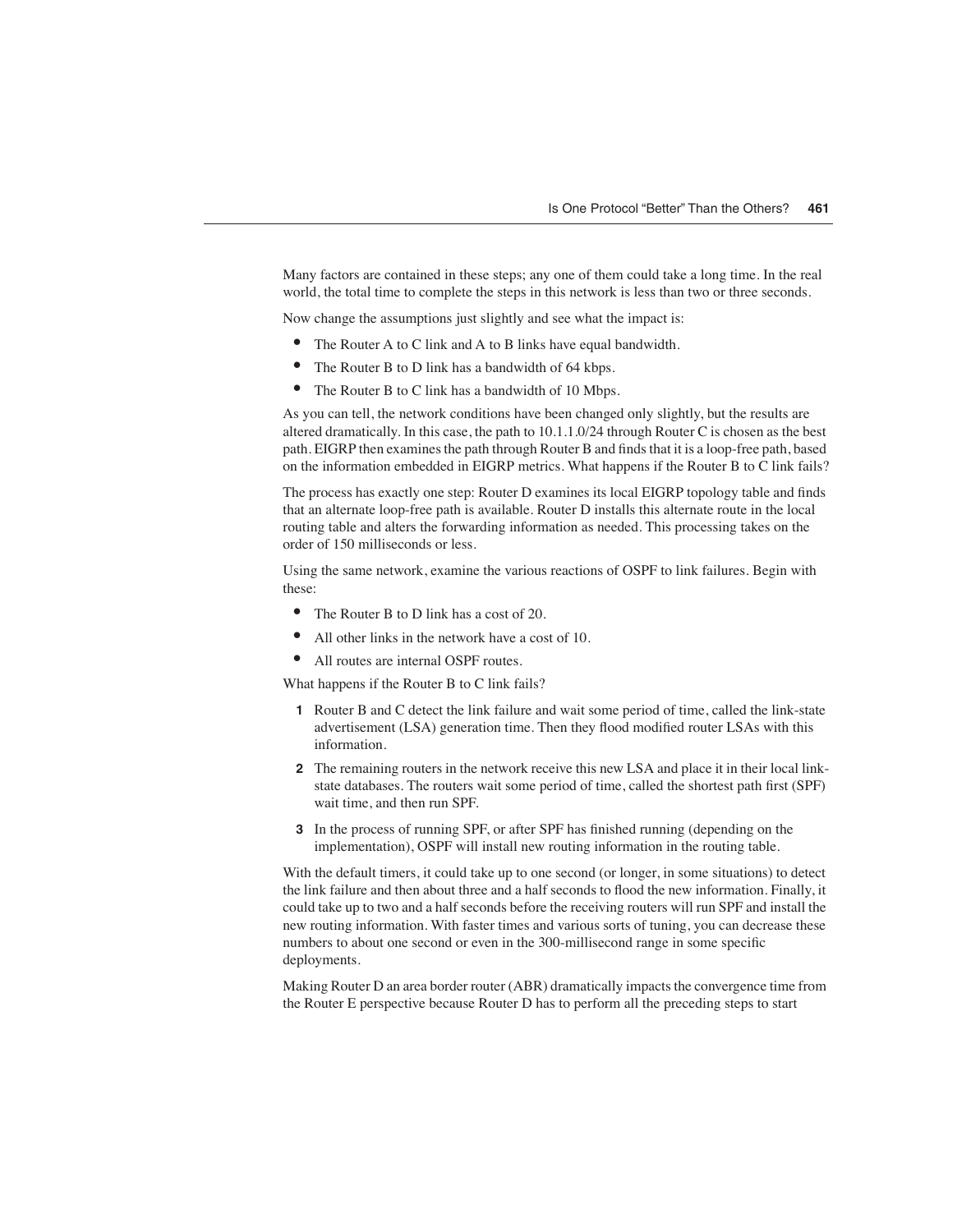Many factors are contained in these steps; any one of them could take a long time. In the real world, the total time to complete the steps in this network is less than two or three seconds.

Now change the assumptions just slightly and see what the impact is:

- The Router A to C link and A to B links have equal bandwidth.
- The Router B to D link has a bandwidth of 64 kbps.
- The Router B to C link has a bandwidth of 10 Mbps.

As you can tell, the network conditions have been changed only slightly, but the results are altered dramatically. In this case, the path to 10.1.1.0/24 through Router C is chosen as the best path. EIGRP then examines the path through Router B and finds that it is a loop-free path, based on the information embedded in EIGRP metrics. What happens if the Router B to C link fails?

The process has exactly one step: Router D examines its local EIGRP topology table and finds that an alternate loop-free path is available. Router D installs this alternate route in the local routing table and alters the forwarding information as needed. This processing takes on the order of 150 milliseconds or less.

Using the same network, examine the various reactions of OSPF to link failures. Begin with these:

- The Router B to D link has a cost of 20.
- All other links in the network have a cost of 10.
- All routes are internal OSPF routes.

What happens if the Router B to C link fails?

1. Router B and C detect the link failure and wait some period of time, called the link-state advertisement (LSA) generation time. Then they flood modified router LSAs with this information.
2. The remaining routers in the network receive this new LSA and place it in their local link-state databases. The routers wait some period of time, called the shortest path first (SPF) wait time, and then run SPF.
3. In the process of running SPF, or after SPF has finished running (depending on the implementation), OSPF will install new routing information in the routing table.

With the default timers, it could take up to one second (or longer, in some situations) to detect the link failure and then about three and a half seconds to flood the new information. Finally, it could take up to two and a half seconds before the receiving routers will run SPF and install the new routing information. With faster times and various sorts of tuning, you can decrease these numbers to about one second or even in the 300-millisecond range in some specific deployments.

Making Router D an area border router (ABR) dramatically impacts the convergence time from the Router E perspective because Router D has to perform all the preceding steps to start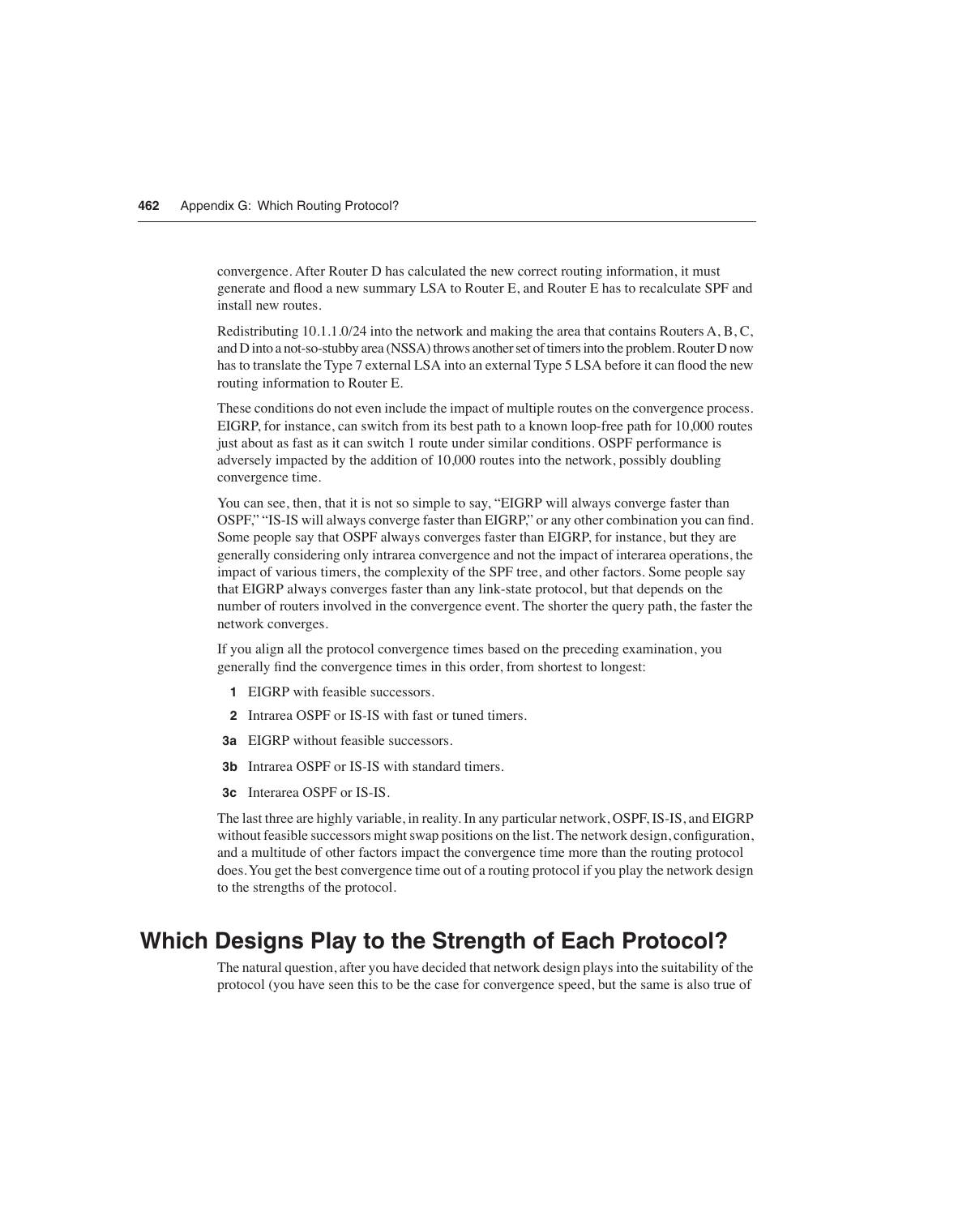convergence. After Router D has calculated the new correct routing information, it must generate and flood a new summary LSA to Router E, and Router E has to recalculate SPF and install new routes.

Redistributing 10.1.1.0/24 into the network and making the area that contains Routers A, B, C, and D into a not-so-stubby area (NSSA) throws another set of timers into the problem. Router D now has to translate the Type 7 external LSA into an external Type 5 LSA before it can flood the new routing information to Router E.

These conditions do not even include the impact of multiple routes on the convergence process. EIGRP, for instance, can switch from its best path to a known loop-free path for 10,000 routes just about as fast as it can switch 1 route under similar conditions. OSPF performance is adversely impacted by the addition of 10,000 routes into the network, possibly doubling convergence time.

You can see, then, that it is not so simple to say, "EIGRP will always converge faster than OSPF," "IS-IS will always converge faster than EIGRP," or any other combination you can find. Some people say that OSPF always converges faster than EIGRP, for instance, but they are generally considering only intraarea convergence and not the impact of interarea operations, the impact of various timers, the complexity of the SPF tree, and other factors. Some people say that EIGRP always converges faster than any link-state protocol, but that depends on the number of routers involved in the convergence event. The shorter the query path, the faster the network converges.

If you align all the protocol convergence times based on the preceding examination, you generally find the convergence times in this order, from shortest to longest:

- **1** EIGRP with feasible successors.
- **2** Intraarea OSPF or IS-IS with fast or tuned timers.
- **3a** EIGRP without feasible successors.
- **3b** Intraarea OSPF or IS-IS with standard timers.
- **3c** Interarea OSPF or IS-IS.

The last three are highly variable, in reality. In any particular network, OSPF, IS-IS, and EIGRP without feasible successors might swap positions on the list. The network design, configuration, and a multitude of other factors impact the convergence time more than the routing protocol does. You get the best convergence time out of a routing protocol if you play the network design to the strengths of the protocol.

## Which Designs Play to the Strength of Each Protocol?

The natural question, after you have decided that network design plays into the suitability of the protocol (you have seen this to be the case for convergence speed, but the same is also true of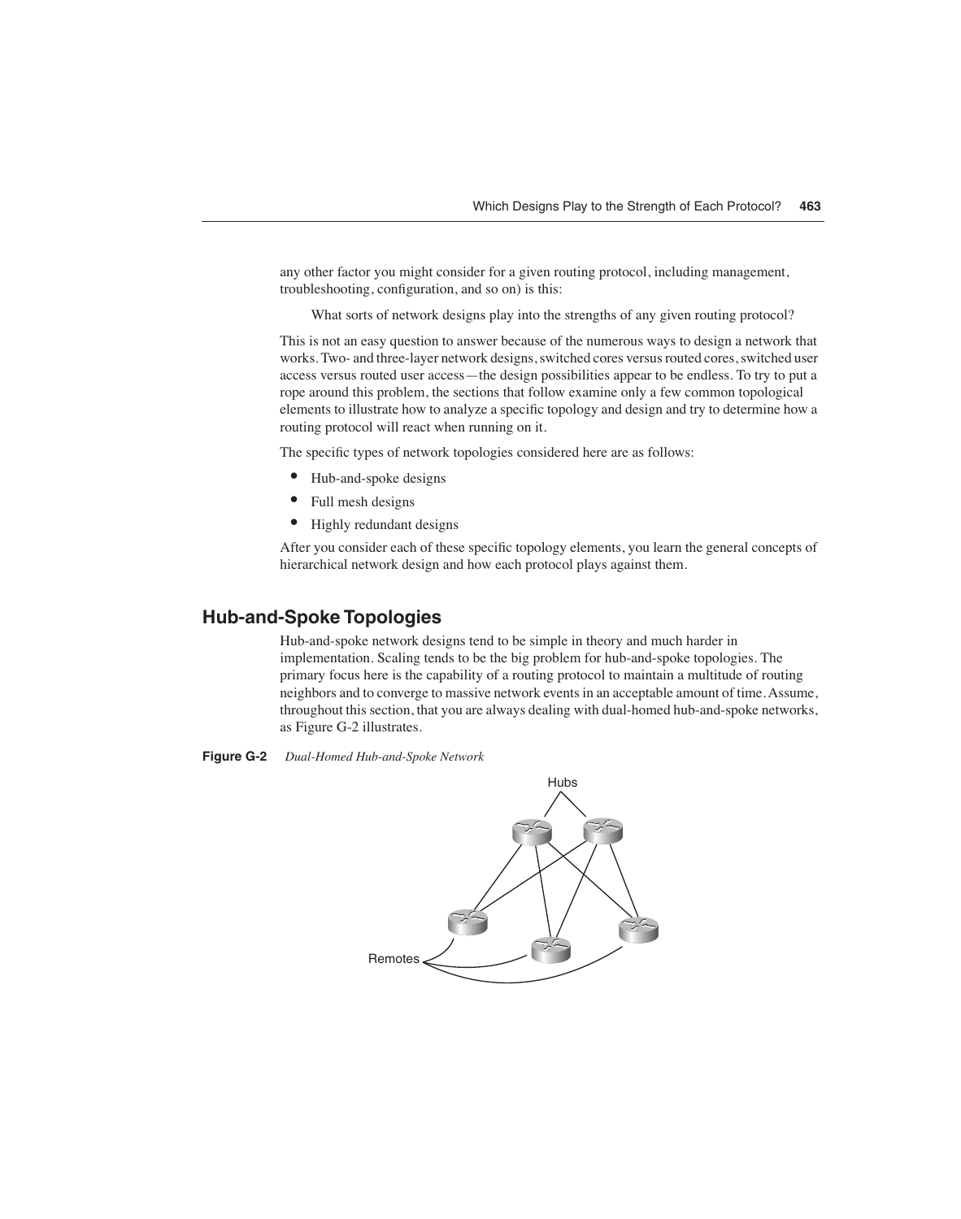any other factor you might consider for a given routing protocol, including management, troubleshooting, configuration, and so on) is this:

> What sorts of network designs play into the strengths of any given routing protocol?

This is not an easy question to answer because of the numerous ways to design a network that works. Two- and three-layer network designs, switched cores versus routed cores, switched user access versus routed user access—the design possibilities appear to be endless. To try to put a rope around this problem, the sections that follow examine only a few common topological elements to illustrate how to analyze a specific topology and design and try to determine how a routing protocol will react when running on it.

The specific types of network topologies considered here are as follows:

- Hub-and-spoke designs
- Full mesh designs
- Highly redundant designs

After you consider each of these specific topology elements, you learn the general concepts of hierarchical network design and how each protocol plays against them.

## Hub-and-Spoke Topologies

Hub-and-spoke network designs tend to be simple in theory and much harder in implementation. Scaling tends to be the big problem for hub-and-spoke topologies. The primary focus here is the capability of a routing protocol to maintain a multitude of routing neighbors and to converge to massive network events in an acceptable amount of time. Assume, throughout this section, that you are always dealing with dual-homed hub-and-spoke networks, as Figure G-2 illustrates.

**Figure G-2** *Dual-Homed Hub-and-Spoke Network*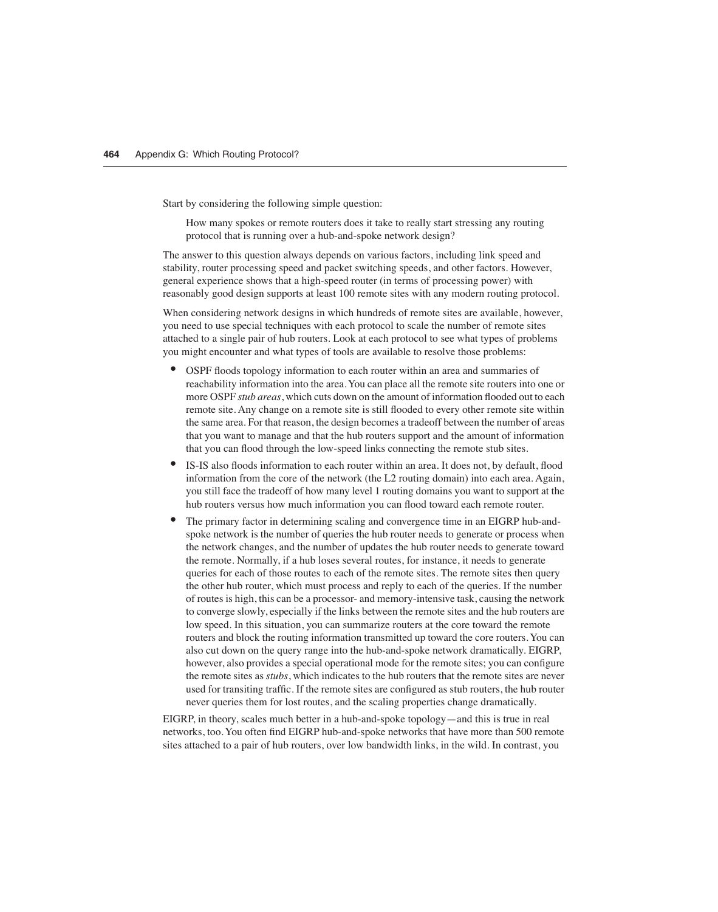Start by considering the following simple question:

> How many spokes or remote routers does it take to really start stressing any routing protocol that is running over a hub-and-spoke network design?

The answer to this question always depends on various factors, including link speed and stability, router processing speed and packet switching speeds, and other factors. However, general experience shows that a high-speed router (in terms of processing power) with reasonably good design supports at least 100 remote sites with any modern routing protocol.

When considering network designs in which hundreds of remote sites are available, however, you need to use special techniques with each protocol to scale the number of remote sites attached to a single pair of hub routers. Look at each protocol to see what types of problems you might encounter and what types of tools are available to resolve those problems:

- OSPF floods topology information to each router within an area and summaries of reachability information into the area. You can place all the remote site routers into one or more OSPF *stub areas*, which cuts down on the amount of information flooded out to each remote site. Any change on a remote site is still flooded to every other remote site within the same area. For that reason, the design becomes a tradeoff between the number of areas that you want to manage and that the hub routers support and the amount of information that you can flood through the low-speed links connecting the remote stub sites.
- IS-IS also floods information to each router within an area. It does not, by default, flood information from the core of the network (the L2 routing domain) into each area. Again, you still face the tradeoff of how many level 1 routing domains you want to support at the hub routers versus how much information you can flood toward each remote router.
- The primary factor in determining scaling and convergence time in an EIGRP hub-and-spoke network is the number of queries the hub router needs to generate or process when the network changes, and the number of updates the hub router needs to generate toward the remote. Normally, if a hub loses several routes, for instance, it needs to generate queries for each of those routes to each of the remote sites. The remote sites then query the other hub router, which must process and reply to each of the queries. If the number of routes is high, this can be a processor- and memory-intensive task, causing the network to converge slowly, especially if the links between the remote sites and the hub routers are low speed. In this situation, you can summarize routers at the core toward the remote routers and block the routing information transmitted up toward the core routers. You can also cut down on the query range into the hub-and-spoke network dramatically. EIGRP, however, also provides a special operational mode for the remote sites; you can configure the remote sites as *stubs*, which indicates to the hub routers that the remote sites are never used for transiting traffic. If the remote sites are configured as stub routers, the hub router never queries them for lost routes, and the scaling properties change dramatically.

EIGRP, in theory, scales much better in a hub-and-spoke topology—and this is true in real networks, too. You often find EIGRP hub-and-spoke networks that have more than 500 remote sites attached to a pair of hub routers, over low bandwidth links, in the wild. In contrast, you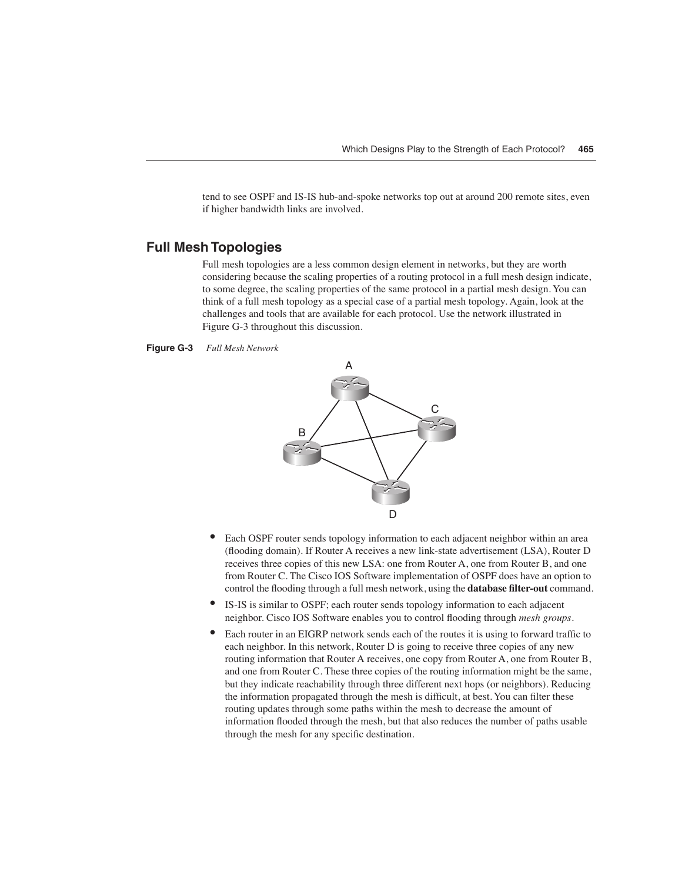tend to see OSPF and IS-IS hub-and-spoke networks top out at around 200 remote sites, even if higher bandwidth links are involved.

## Full Mesh Topologies

Full mesh topologies are a less common design element in networks, but they are worth considering because the scaling properties of a routing protocol in a full mesh design indicate, to some degree, the scaling properties of the same protocol in a partial mesh design. You can think of a full mesh topology as a special case of a partial mesh topology. Again, look at the challenges and tools that are available for each protocol. Use the network illustrated in Figure G-3 throughout this discussion.

**Figure G-3** *Full Mesh Network*

- Each OSPF router sends topology information to each adjacent neighbor within an area (flooding domain). If Router A receives a new link-state advertisement (LSA), Router D receives three copies of this new LSA: one from Router A, one from Router B, and one from Router C. The Cisco IOS Software implementation of OSPF does have an option to control the flooding through a full mesh network, using the **database filter-out** command.
- IS-IS is similar to OSPF; each router sends topology information to each adjacent neighbor. Cisco IOS Software enables you to control flooding through *mesh groups*.
- Each router in an EIGRP network sends each of the routes it is using to forward traffic to each neighbor. In this network, Router D is going to receive three copies of any new routing information that Router A receives, one copy from Router A, one from Router B, and one from Router C. These three copies of the routing information might be the same, but they indicate reachability through three different next hops (or neighbors). Reducing the information propagated through the mesh is difficult, at best. You can filter these routing updates through some paths within the mesh to decrease the amount of information flooded through the mesh, but that also reduces the number of paths usable through the mesh for any specific destination.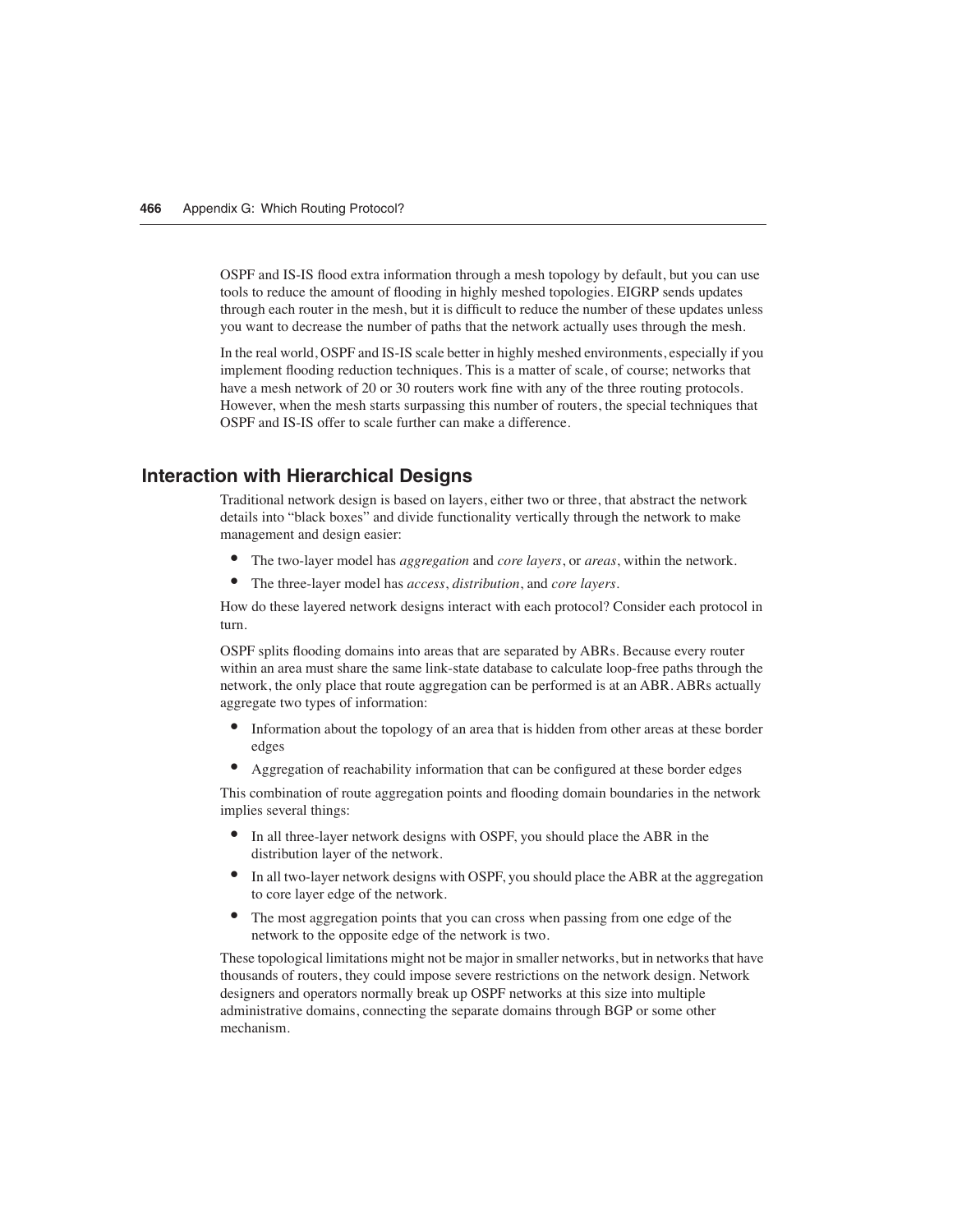OSPF and IS-IS flood extra information through a mesh topology by default, but you can use tools to reduce the amount of flooding in highly meshed topologies. EIGRP sends updates through each router in the mesh, but it is difficult to reduce the number of these updates unless you want to decrease the number of paths that the network actually uses through the mesh.

In the real world, OSPF and IS-IS scale better in highly meshed environments, especially if you implement flooding reduction techniques. This is a matter of scale, of course; networks that have a mesh network of 20 or 30 routers work fine with any of the three routing protocols. However, when the mesh starts surpassing this number of routers, the special techniques that OSPF and IS-IS offer to scale further can make a difference.

## Interaction with Hierarchical Designs

Traditional network design is based on layers, either two or three, that abstract the network details into "black boxes" and divide functionality vertically through the network to make management and design easier:

- The two-layer model has *aggregation* and *core layers*, or *areas*, within the network.
- The three-layer model has *access*, *distribution*, and *core layers*.

How do these layered network designs interact with each protocol? Consider each protocol in turn.

OSPF splits flooding domains into areas that are separated by ABRs. Because every router within an area must share the same link-state database to calculate loop-free paths through the network, the only place that route aggregation can be performed is at an ABR. ABRs actually aggregate two types of information:

- Information about the topology of an area that is hidden from other areas at these border edges
- Aggregation of reachability information that can be configured at these border edges

This combination of route aggregation points and flooding domain boundaries in the network implies several things:

- In all three-layer network designs with OSPF, you should place the ABR in the distribution layer of the network.
- In all two-layer network designs with OSPF, you should place the ABR at the aggregation to core layer edge of the network.
- The most aggregation points that you can cross when passing from one edge of the network to the opposite edge of the network is two.

These topological limitations might not be major in smaller networks, but in networks that have thousands of routers, they could impose severe restrictions on the network design. Network designers and operators normally break up OSPF networks at this size into multiple administrative domains, connecting the separate domains through BGP or some other mechanism.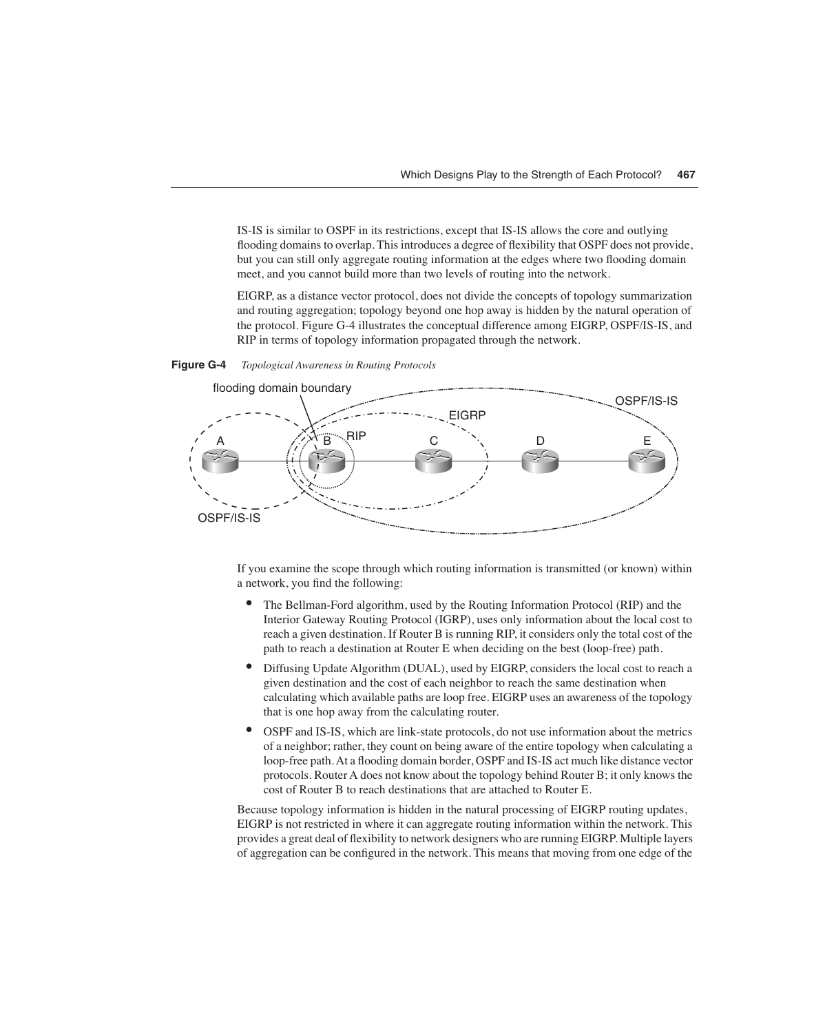IS-IS is similar to OSPF in its restrictions, except that IS-IS allows the core and outlying flooding domains to overlap. This introduces a degree of flexibility that OSPF does not provide, but you can still only aggregate routing information at the edges where two flooding domain meet, and you cannot build more than two levels of routing into the network.

EIGRP, as a distance vector protocol, does not divide the concepts of topology summarization and routing aggregation; topology beyond one hop away is hidden by the natural operation of the protocol. Figure G-4 illustrates the conceptual difference among EIGRP, OSPF/IS-IS, and RIP in terms of topology information propagated through the network.

**Figure G-4** *Topological Awareness in Routing Protocols*

If you examine the scope through which routing information is transmitted (or known) within a network, you find the following:

- The Bellman-Ford algorithm, used by the Routing Information Protocol (RIP) and the Interior Gateway Routing Protocol (IGRP), uses only information about the local cost to reach a given destination. If Router B is running RIP, it considers only the total cost of the path to reach a destination at Router E when deciding on the best (loop-free) path.
- Diffusing Update Algorithm (DUAL), used by EIGRP, considers the local cost to reach a given destination and the cost of each neighbor to reach the same destination when calculating which available paths are loop free. EIGRP uses an awareness of the topology that is one hop away from the calculating router.
- OSPF and IS-IS, which are link-state protocols, do not use information about the metrics of a neighbor; rather, they count on being aware of the entire topology when calculating a loop-free path. At a flooding domain border, OSPF and IS-IS act much like distance vector protocols. Router A does not know about the topology behind Router B; it only knows the cost of Router B to reach destinations that are attached to Router E.

Because topology information is hidden in the natural processing of EIGRP routing updates, EIGRP is not restricted in where it can aggregate routing information within the network. This provides a great deal of flexibility to network designers who are running EIGRP. Multiple layers of aggregation can be configured in the network. This means that moving from one edge of the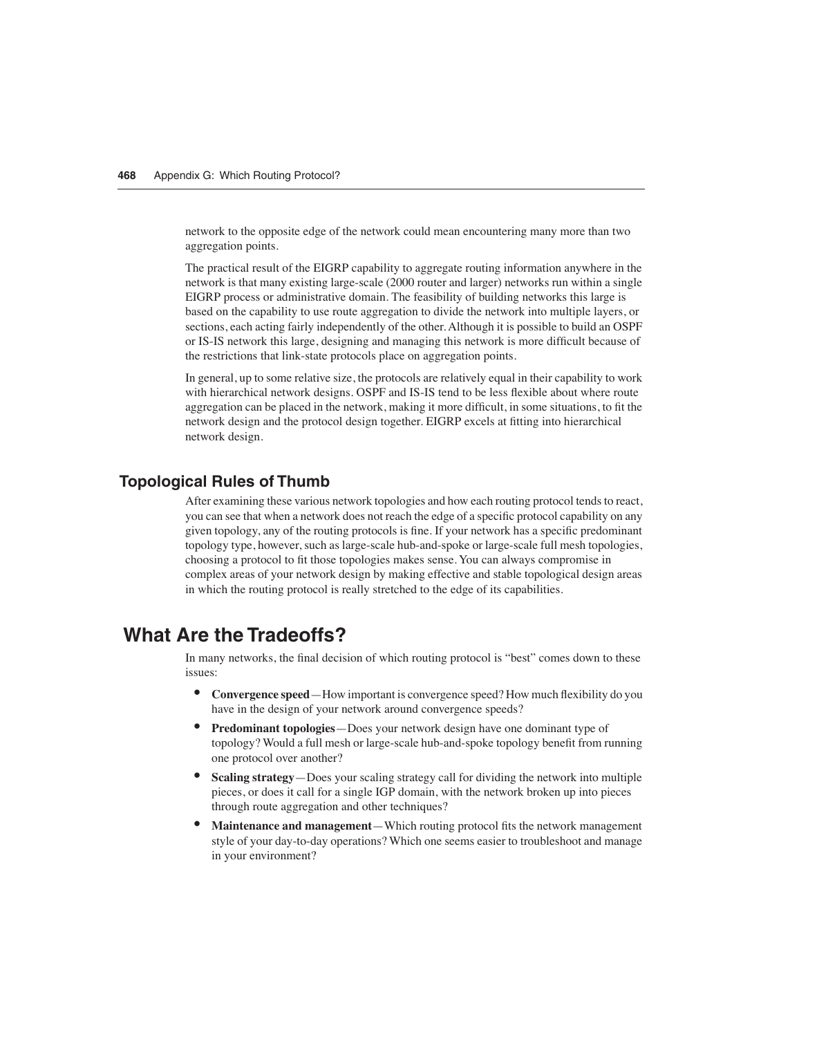network to the opposite edge of the network could mean encountering many more than two aggregation points.

The practical result of the EIGRP capability to aggregate routing information anywhere in the network is that many existing large-scale (2000 router and larger) networks run within a single EIGRP process or administrative domain. The feasibility of building networks this large is based on the capability to use route aggregation to divide the network into multiple layers, or sections, each acting fairly independently of the other. Although it is possible to build an OSPF or IS-IS network this large, designing and managing this network is more difficult because of the restrictions that link-state protocols place on aggregation points.

In general, up to some relative size, the protocols are relatively equal in their capability to work with hierarchical network designs. OSPF and IS-IS tend to be less flexible about where route aggregation can be placed in the network, making it more difficult, in some situations, to fit the network design and the protocol design together. EIGRP excels at fitting into hierarchical network design.

### Topological Rules of Thumb

After examining these various network topologies and how each routing protocol tends to react, you can see that when a network does not reach the edge of a specific protocol capability on any given topology, any of the routing protocols is fine. If your network has a specific predominant topology type, however, such as large-scale hub-and-spoke or large-scale full mesh topologies, choosing a protocol to fit those topologies makes sense. You can always compromise in complex areas of your network design by making effective and stable topological design areas in which the routing protocol is really stretched to the edge of its capabilities.

## What Are the Tradeoffs?

In many networks, the final decision of which routing protocol is "best" comes down to these issues:

- **Convergence speed**—How important is convergence speed? How much flexibility do you have in the design of your network around convergence speeds?
- **Predominant topologies**—Does your network design have one dominant type of topology? Would a full mesh or large-scale hub-and-spoke topology benefit from running one protocol over another?
- **Scaling strategy**—Does your scaling strategy call for dividing the network into multiple pieces, or does it call for a single IGP domain, with the network broken up into pieces through route aggregation and other techniques?
- **Maintenance and management**—Which routing protocol fits the network management style of your day-to-day operations? Which one seems easier to troubleshoot and manage in your environment?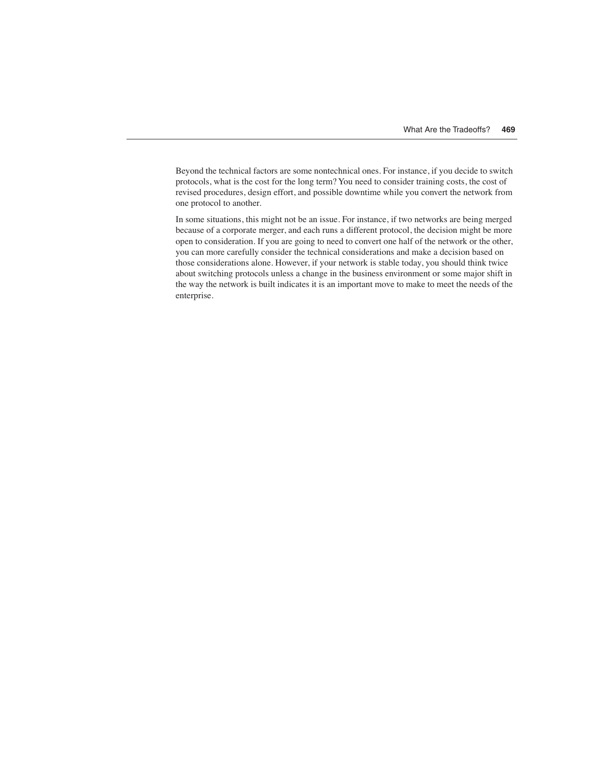Beyond the technical factors are some nontechnical ones. For instance, if you decide to switch protocols, what is the cost for the long term? You need to consider training costs, the cost of revised procedures, design effort, and possible downtime while you convert the network from one protocol to another.

In some situations, this might not be an issue. For instance, if two networks are being merged because of a corporate merger, and each runs a different protocol, the decision might be more open to consideration. If you are going to need to convert one half of the network or the other, you can more carefully consider the technical considerations and make a decision based on those considerations alone. However, if your network is stable today, you should think twice about switching protocols unless a change in the business environment or some major shift in the way the network is built indicates it is an important move to make to meet the needs of the enterprise.